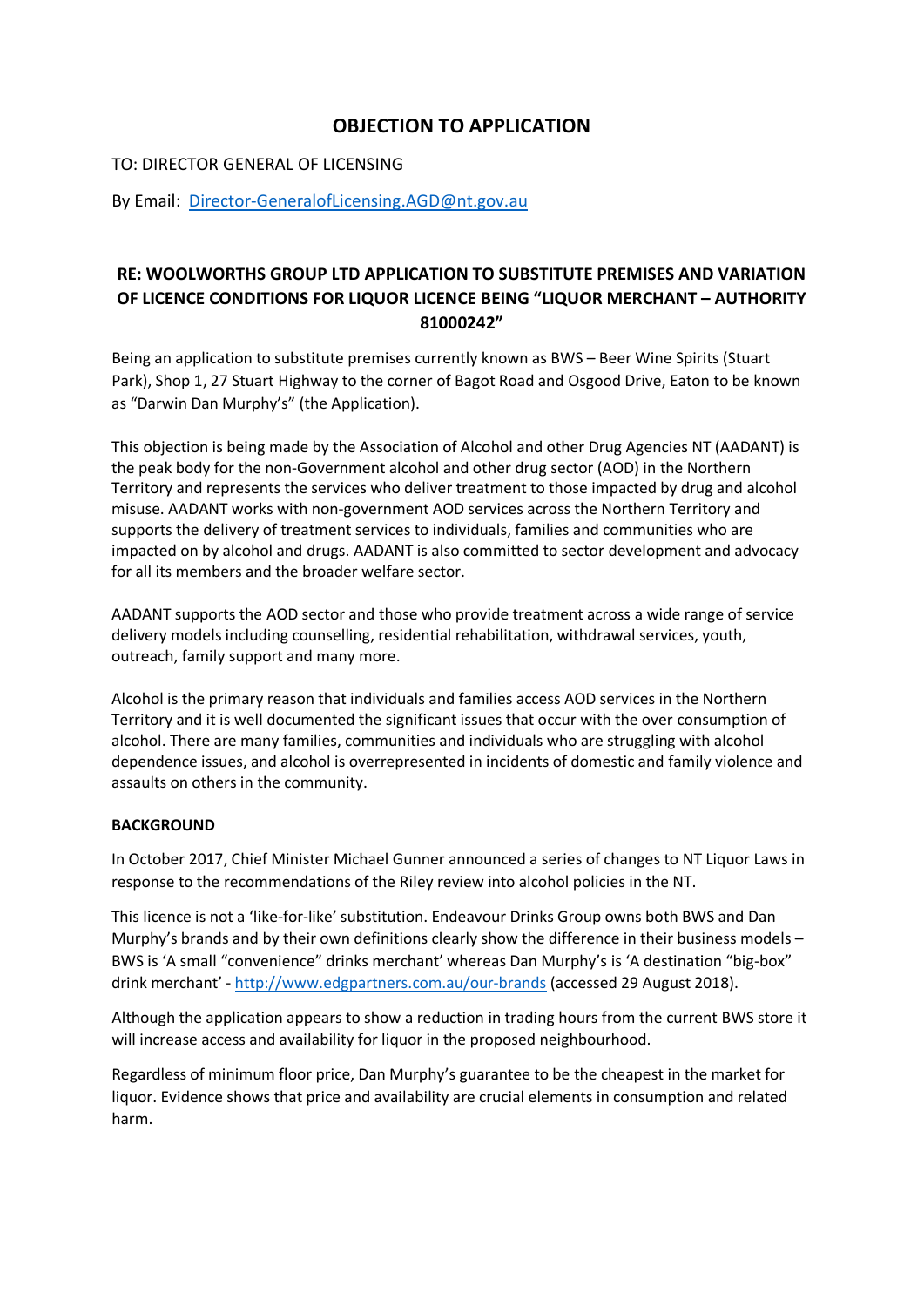# OBJECTION TO APPLICATION

TO: DIRECTOR GENERAL OF LICENSING

By Email: [Director-GeneralofLicensing.AGD@nt.gov.au](mailto:Director-GeneralofLicensing.AGD@nt.gov.au)

## RE: WOOLWORTHS GROUP LTD APPLICATION TO SUBSTITUTE PREMISES AND VARIATION OF LICENCE CONDITIONS FOR LIQUOR LICENCE BEING "LIQUOR MERCHANT – AUTHORITY 81000242"

Being an application to substitute premises currently known as BWS – Beer Wine Spirits (Stuart Park), Shop 1, 27 Stuart Highway to the corner of Bagot Road and Osgood Drive, Eaton to be known as "Darwin Dan Murphy's" (the Application).

This objection is being made by the Association of Alcohol and other Drug Agencies NT (AADANT) is the peak body for the non-Government alcohol and other drug sector (AOD) in the Northern Territory and represents the services who deliver treatment to those impacted by drug and alcohol misuse. AADANT works with non-government AOD services across the Northern Territory and supports the delivery of treatment services to individuals, families and communities who are impacted on by alcohol and drugs. AADANT is also committed to sector development and advocacy for all its members and the broader welfare sector.

AADANT supports the AOD sector and those who provide treatment across a wide range of service delivery models including counselling, residential rehabilitation, withdrawal services, youth, outreach, family support and many more.

Alcohol is the primary reason that individuals and families access AOD services in the Northern Territory and it is well documented the significant issues that occur with the over consumption of alcohol. There are many families, communities and individuals who are struggling with alcohol dependence issues, and alcohol is overrepresented in incidents of domestic and family violence and assaults on others in the community.

**BACKGROUND**

In October 2017, Chief Minister Michael Gunner announced a series of changes to NT Liquor Laws in response to the recommendations of the Riley review into alcohol policies in the NT.

This licence is not a 'like-for-like' substitution. Endeavour Drinks Group owns both BWS and Dan Murphy's brands and by their own definitions clearly show the difference in their business models – BWS is 'A small "convenience" drinks merchant' whereas Dan Murphy's is 'A destination "big-box" drink merchant' - [http://www.edgpartners.com.au/our-brands](http://www.edgpartners.com.au/our-brands) (accessed 29 August 2018).

Although the application appears to show a reduction in trading hours from the current BWS store it will increase access and availability for liquor in the proposed neighbourhood.

Regardless of minimum floor price, Dan Murphy's guarantee to be the cheapest in the market for liquor. Evidence shows that price and availability are crucial elements in consumption and related harm.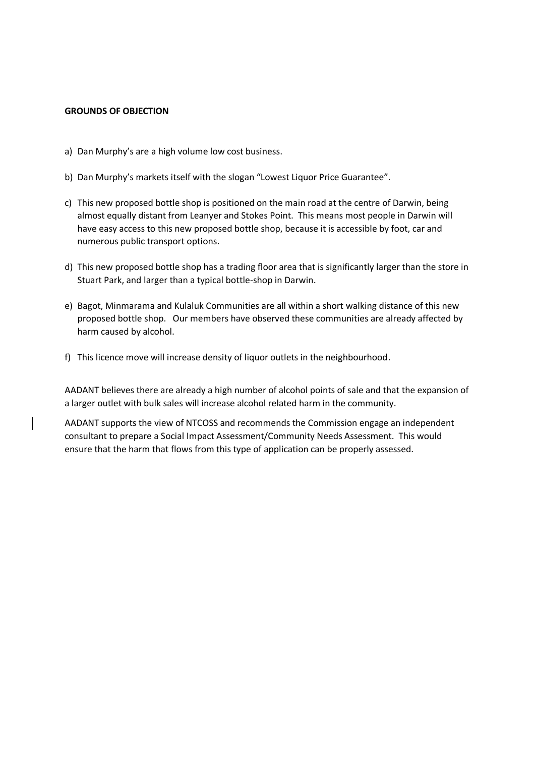**GROUNDS OF OBJECTION**

a) Dan Murphy's are a high volume low cost business.

b) Dan Murphy's markets itself with the slogan "Lowest Liquor Price Guarantee".

c) This new proposed bottle shop is positioned on the main road at the centre of Darwin, being almost equally distant from Leanyer and Stokes Point. This means most people in Darwin will have easy access to this new proposed bottle shop, because it is accessible by foot, car and numerous public transport options.

d) This new proposed bottle shop has a trading floor area that is significantly larger than the store in Stuart Park, and larger than a typical bottle-shop in Darwin.

e) Bagot, Minmarama and Kulaluk Communities are all within a short walking distance of this new proposed bottle shop. Our members have observed these communities are already affected by harm caused by alcohol.

f) This licence move will increase density of liquor outlets in the neighbourhood.

AADANT believes there are already a high number of alcohol points of sale and that the expansion of a larger outlet with bulk sales will increase alcohol related harm in the community.

AADANT supports the view of NTCOSS and recommends the Commission engage an independent consultant to prepare a Social Impact Assessment/Community Needs Assessment. This would ensure that the harm that flows from this type of application can be properly assessed.